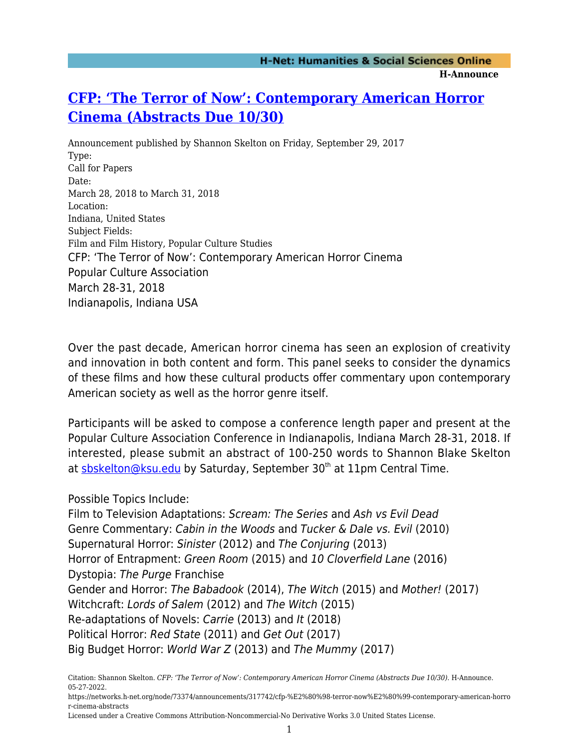H-Announce

# CFP: 'The Terror of Now': Contemporary American Horror Cinema (Abstracts Due 10/30)

Announcement published by Shannon Skelton on Friday, September 29, 2017

Type:
Call for Papers

Date:
March 28, 2018 to March 31, 2018

Location:
Indiana, United States

Subject Fields:
Film and Film History, Popular Culture Studies

CFP: 'The Terror of Now': Contemporary American Horror Cinema
Popular Culture Association
March 28-31, 2018
Indianapolis, Indiana USA

Over the past decade, American horror cinema has seen an explosion of creativity and innovation in both content and form. This panel seeks to consider the dynamics of these films and how these cultural products offer commentary upon contemporary American society as well as the horror genre itself.

Participants will be asked to compose a conference length paper and present at the Popular Culture Association Conference in Indianapolis, Indiana March 28-31, 2018. If interested, please submit an abstract of 100-250 words to Shannon Blake Skelton at sbskelton@ksu.edu by Saturday, September 30th at 11pm Central Time.

Possible Topics Include:
Film to Television Adaptations: *Scream: The Series* and *Ash vs Evil Dead*
Genre Commentary: *Cabin in the Woods* and *Tucker & Dale vs. Evil* (2010)
Supernatural Horror: *Sinister* (2012) and *The Conjuring* (2013)
Horror of Entrapment: *Green Room* (2015) and *10 Cloverfield Lane* (2016)
Dystopia: *The Purge* Franchise
Gender and Horror: *The Babadook* (2014), *The Witch* (2015) and *Mother!* (2017)
Witchcraft: *Lords of Salem* (2012) and *The Witch* (2015)
Re-adaptations of Novels: *Carrie* (2013) and *It* (2018)
Political Horror: *Red State* (2011) and *Get Out* (2017)
Big Budget Horror: *World War Z* (2013) and *The Mummy* (2017)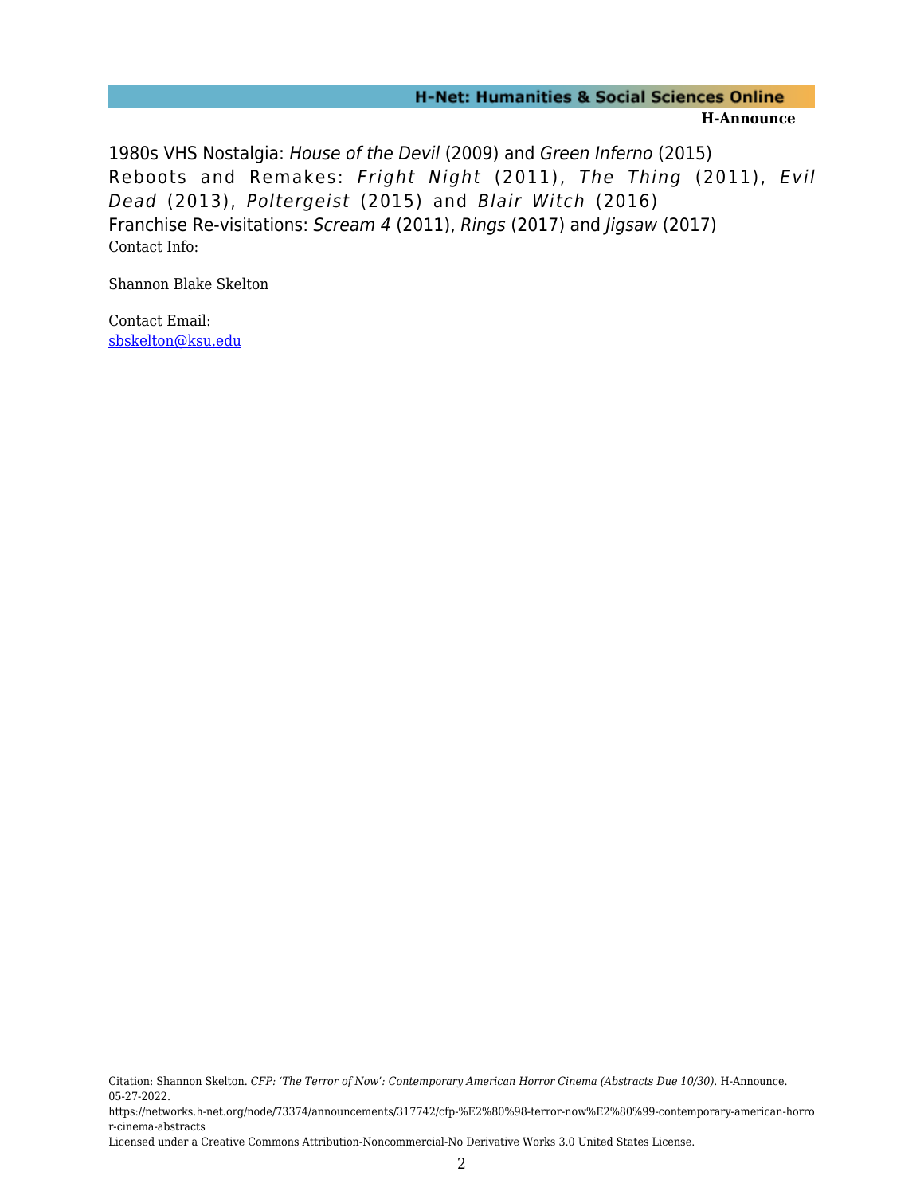1980s VHS Nostalgia: *House of the Devil* (2009) and *Green Inferno* (2015)

Reboots and Remakes: *Fright Night* (2011), *The Thing* (2011), *Evil Dead* (2013), *Poltergeist* (2015) and *Blair Witch* (2016)

Franchise Re-visitations: *Scream 4* (2011), *Rings* (2017) and *Jigsaw* (2017)

Contact Info:

Shannon Blake Skelton

Contact Email:
sbskelton@ksu.edu

Citation: Shannon Skelton. *CFP: 'The Terror of Now': Contemporary American Horror Cinema (Abstracts Due 10/30).* H-Announce. 05-27-2022.
https://networks.h-net.org/node/73374/announcements/317742/cfp-%E2%80%98-terror-now%E2%80%99-contemporary-american-horror-cinema-abstracts
Licensed under a Creative Commons Attribution-Noncommercial-No Derivative Works 3.0 United States License.